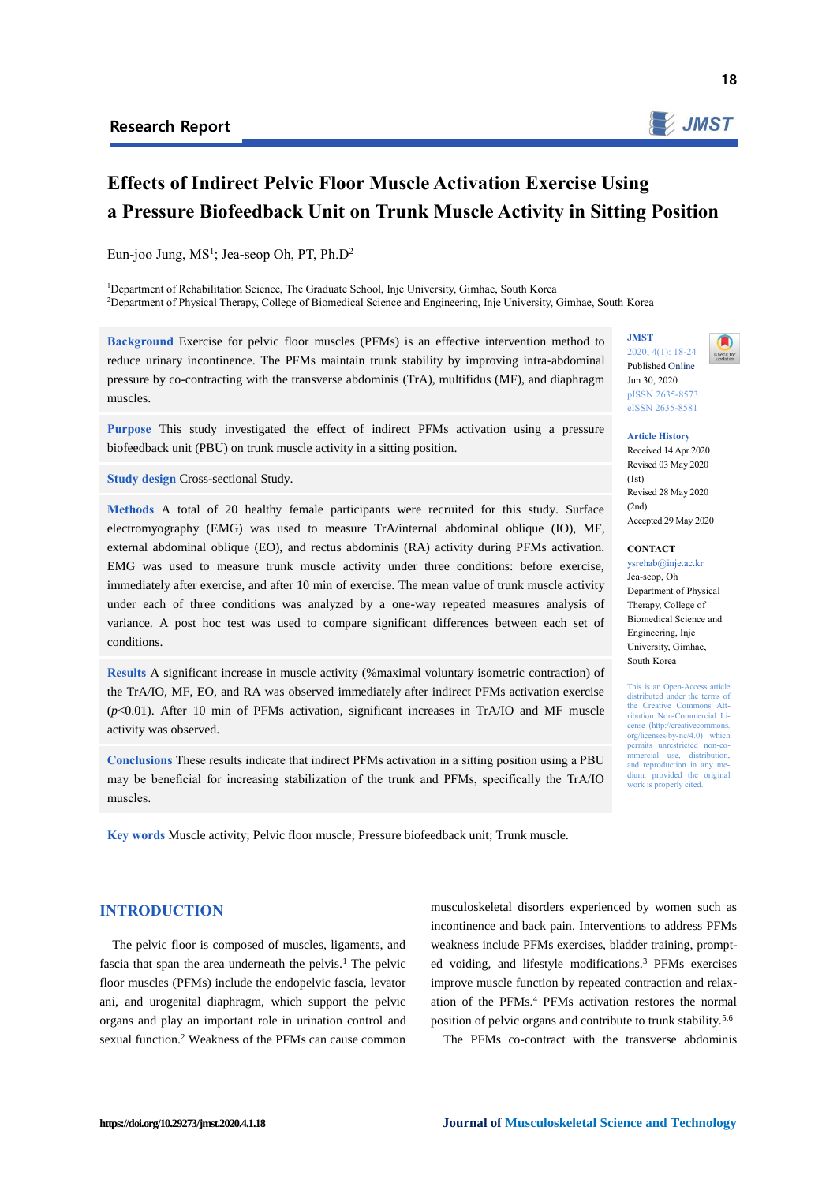Research Report

# Effects of Indirect Pelvic Floor Muscle Activation Exercise Using a Pressure Biofeedback Unit on Trunk Muscle Activity in Sitting Position

Eun-joo Jung, MS[1]; Jea-seop Oh, PT, Ph.D[2]

[1]Department of Rehabilitation Science, The Graduate School, Inje University, Gimhae, South Korea
[2]Department of Physical Therapy, College of Biomedical Science and Engineering, Inje University, Gimhae, South Korea

**Background** Exercise for pelvic floor muscles (PFMs) is an effective intervention method to reduce urinary incontinence. The PFMs maintain trunk stability by improving intra-abdominal pressure by co-contracting with the transverse abdominis (TrA), multifidus (MF), and diaphragm muscles.

**Purpose** This study investigated the effect of indirect PFMs activation using a pressure biofeedback unit (PBU) on trunk muscle activity in a sitting position.

**Study design** Cross-sectional Study.

**Methods** A total of 20 healthy female participants were recruited for this study. Surface electromyography (EMG) was used to measure TrA/internal abdominal oblique (IO), MF, external abdominal oblique (EO), and rectus abdominis (RA) activity during PFMs activation. EMG was used to measure trunk muscle activity under three conditions: before exercise, immediately after exercise, and after 10 min of exercise. The mean value of trunk muscle activity under each of three conditions was analyzed by a one-way repeated measures analysis of variance. A post hoc test was used to compare significant differences between each set of conditions.

**Results** A significant increase in muscle activity (%maximal voluntary isometric contraction) of the TrA/IO, MF, EO, and RA was observed immediately after indirect PFMs activation exercise ($p<0.01$). After 10 min of PFMs activation, significant increases in TrA/IO and MF muscle activity was observed.

**Conclusions** These results indicate that indirect PFMs activation in a sitting position using a PBU may be beneficial for increasing stabilization of the trunk and PFMs, specifically the TrA/IO muscles.

**Key words** Muscle activity; Pelvic floor muscle; Pressure biofeedback unit; Trunk muscle.

JMST
2020; 4(1): 18-24
Published Online
Jun 30, 2020
pISSN 2635-8573
eISSN 2635-8581

**Article History**
Received 14 Apr 2020
Revised 03 May 2020 (1st)
Revised 28 May 2020 (2nd)
Accepted 29 May 2020

**CONTACT**
ysrehab@inje.ac.kr
Jea-seop, Oh
Department of Physical Therapy, College of Biomedical Science and Engineering, Inje University, Gimhae, South Korea

This is an Open-Access article distributed under the terms of the Creative Commons Attribution Non-Commercial License (http://creativecommons.org/licenses/by-nc/4.0) which permits unrestricted non-commercial use, distribution, and reproduction in any medium, provided the original work is properly cited.

## INTRODUCTION

The pelvic floor is composed of muscles, ligaments, and fascia that span the area underneath the pelvis.[1] The pelvic floor muscles (PFMs) include the endopelvic fascia, levator ani, and urogenital diaphragm, which support the pelvic organs and play an important role in urination control and sexual function.[2] Weakness of the PFMs can cause common musculoskeletal disorders experienced by women such as incontinence and back pain. Interventions to address PFMs weakness include PFMs exercises, bladder training, prompted voiding, and lifestyle modifications.[3] PFMs exercises improve muscle function by repeated contraction and relaxation of the PFMs.[4] PFMs activation restores the normal position of pelvic organs and contribute to trunk stability.[5,6]

The PFMs co-contract with the transverse abdominis

https://doi.org/10.29273/jmst.2020.4.1.18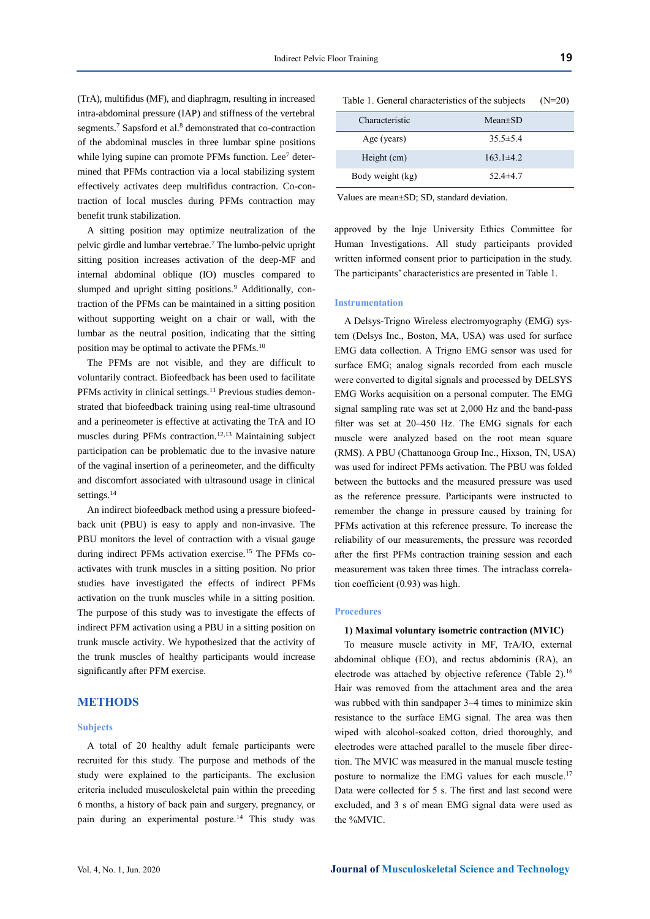(TrA), multifidus (MF), and diaphragm, resulting in increased intra-abdominal pressure (IAP) and stiffness of the vertebral segments.[7] Sapsford et al.[8] demonstrated that co-contraction of the abdominal muscles in three lumbar spine positions while lying supine can promote PFMs function. Lee[7] determined that PFMs contraction via a local stabilizing system effectively activates deep multifidus contraction. Co-contraction of local muscles during PFMs contraction may benefit trunk stabilization.

A sitting position may optimize neutralization of the pelvic girdle and lumbar vertebrae.[7] The lumbo-pelvic upright sitting position increases activation of the deep-MF and internal abdominal oblique (IO) muscles compared to slumped and upright sitting positions.[9] Additionally, contraction of the PFMs can be maintained in a sitting position without supporting weight on a chair or wall, with the lumbar as the neutral position, indicating that the sitting position may be optimal to activate the PFMs.[10]

The PFMs are not visible, and they are difficult to voluntarily contract. Biofeedback has been used to facilitate PFMs activity in clinical settings.[11] Previous studies demonstrated that biofeedback training using real-time ultrasound and a perineometer is effective at activating the TrA and IO muscles during PFMs contraction.[12,13] Maintaining subject participation can be problematic due to the invasive nature of the vaginal insertion of a perineometer, and the difficulty and discomfort associated with ultrasound usage in clinical settings.[14]

An indirect biofeedback method using a pressure biofeedback unit (PBU) is easy to apply and non-invasive. The PBU monitors the level of contraction with a visual gauge during indirect PFMs activation exercise.[15] The PFMs co-activates with trunk muscles in a sitting position. No prior studies have investigated the effects of indirect PFMs activation on the trunk muscles while in a sitting position. The purpose of this study was to investigate the effects of indirect PFM activation using a PBU in a sitting position on trunk muscle activity. We hypothesized that the activity of the trunk muscles of healthy participants would increase significantly after PFM exercise.

## METHODS

### Subjects

A total of 20 healthy adult female participants were recruited for this study. The purpose and methods of the study were explained to the participants. The exclusion criteria included musculoskeletal pain within the preceding 6 months, a history of back pain and surgery, pregnancy, or pain during an experimental posture.[14] This study was approved by the Inje University Ethics Committee for Human Investigations. All study participants provided written informed consent prior to participation in the study. The participants' characteristics are presented in Table 1.

Table 1. General characteristics of the subjects (N=20)

| Characteristic | Mean±SD |
|---|---|
| Age (years) | 35.5±5.4 |
| Height (cm) | 163.1±4.2 |
| Body weight (kg) | 52.4±4.7 |

Values are mean±SD; SD, standard deviation.

### Instrumentation

A Delsys-Trigno Wireless electromyography (EMG) system (Delsys Inc., Boston, MA, USA) was used for surface EMG data collection. A Trigno EMG sensor was used for surface EMG; analog signals recorded from each muscle were converted to digital signals and processed by DELSYS EMG Works acquisition on a personal computer. The EMG signal sampling rate was set at 2,000 Hz and the band-pass filter was set at 20–450 Hz. The EMG signals for each muscle were analyzed based on the root mean square (RMS). A PBU (Chattanooga Group Inc., Hixson, TN, USA) was used for indirect PFMs activation. The PBU was folded between the buttocks and the measured pressure was used as the reference pressure. Participants were instructed to remember the change in pressure caused by training for PFMs activation at this reference pressure. To increase the reliability of our measurements, the pressure was recorded after the first PFMs contraction training session and each measurement was taken three times. The intraclass correlation coefficient (0.93) was high.

### Procedures

#### 1) Maximal voluntary isometric contraction (MVIC)

To measure muscle activity in MF, TrA/IO, external abdominal oblique (EO), and rectus abdominis (RA), an electrode was attached by objective reference (Table 2).[16] Hair was removed from the attachment area and the area was rubbed with thin sandpaper 3–4 times to minimize skin resistance to the surface EMG signal. The area was then wiped with alcohol-soaked cotton, dried thoroughly, and electrodes were attached parallel to the muscle fiber direction. The MVIC was measured in the manual muscle testing posture to normalize the EMG values for each muscle.[17] Data were collected for 5 s. The first and last second were excluded, and 3 s of mean EMG signal data were used as the %MVIC.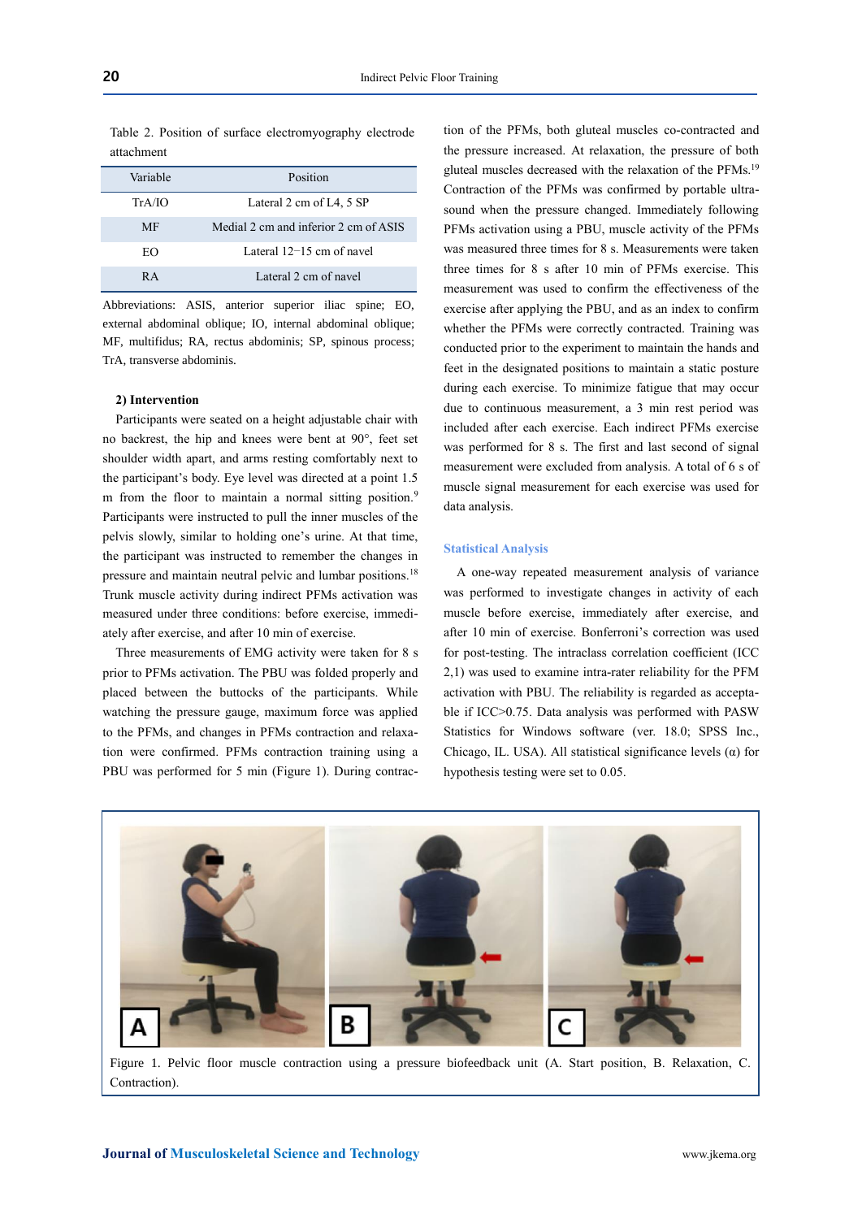Table 2. Position of surface electromyography electrode attachment

| Variable | Position |
|---|---|
| TrA/IO | Lateral 2 cm of L4, 5 SP |
| MF | Medial 2 cm and inferior 2 cm of ASIS |
| EO | Lateral 12–15 cm of navel |
| RA | Lateral 2 cm of navel |

Abbreviations: ASIS, anterior superior iliac spine; EO, external abdominal oblique; IO, internal abdominal oblique; MF, multifidus; RA, rectus abdominis; SP, spinous process; TrA, transverse abdominis.

**2) Intervention**

Participants were seated on a height adjustable chair with no backrest, the hip and knees were bent at 90°, feet set shoulder width apart, and arms resting comfortably next to the participant's body. Eye level was directed at a point 1.5 m from the floor to maintain a normal sitting position.[9] Participants were instructed to pull the inner muscles of the pelvis slowly, similar to holding one's urine. At that time, the participant was instructed to remember the changes in pressure and maintain neutral pelvic and lumbar positions.[18] Trunk muscle activity during indirect PFMs activation was measured under three conditions: before exercise, immediately after exercise, and after 10 min of exercise.

Three measurements of EMG activity were taken for 8 s prior to PFMs activation. The PBU was folded properly and placed between the buttocks of the participants. While watching the pressure gauge, maximum force was applied to the PFMs, and changes in PFMs contraction and relaxation were confirmed. PFMs contraction training using a PBU was performed for 5 min (Figure 1). During contraction of the PFMs, both gluteal muscles co-contracted and the pressure increased. At relaxation, the pressure of both gluteal muscles decreased with the relaxation of the PFMs.[19] Contraction of the PFMs was confirmed by portable ultrasound when the pressure changed. Immediately following PFMs activation using a PBU, muscle activity of the PFMs was measured three times for 8 s. Measurements were taken three times for 8 s after 10 min of PFMs exercise. This measurement was used to confirm the effectiveness of the exercise after applying the PBU, and as an index to confirm whether the PFMs were correctly contracted. Training was conducted prior to the experiment to maintain the hands and feet in the designated positions to maintain a static posture during each exercise. To minimize fatigue that may occur due to continuous measurement, a 3 min rest period was included after each exercise. Each indirect PFMs exercise was performed for 8 s. The first and last second of signal measurement were excluded from analysis. A total of 6 s of muscle signal measurement for each exercise was used for data analysis.

## Statistical Analysis

A one-way repeated measurement analysis of variance was performed to investigate changes in activity of each muscle before exercise, immediately after exercise, and after 10 min of exercise. Bonferroni's correction was used for post-testing. The intraclass correlation coefficient (ICC 2,1) was used to examine intra-rater reliability for the PFM activation with PBU. The reliability is regarded as acceptable if ICC>0.75. Data analysis was performed with PASW Statistics for Windows software (ver. 18.0; SPSS Inc., Chicago, IL. USA). All statistical significance levels ($\alpha$) for hypothesis testing were set to 0.05.

Figure 1. Pelvic floor muscle contraction using a pressure biofeedback unit (A. Start position, B. Relaxation, C. Contraction).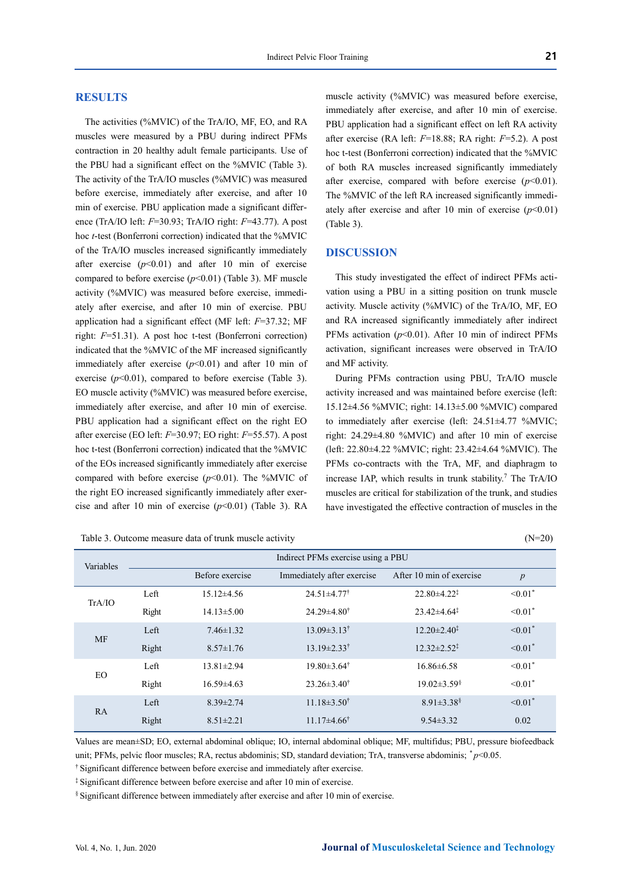## RESULTS

The activities (%MVIC) of the TrA/IO, MF, EO, and RA muscles were measured by a PBU during indirect PFMs contraction in 20 healthy adult female participants. Use of the PBU had a significant effect on the %MVIC (Table 3). The activity of the TrA/IO muscles (%MVIC) was measured before exercise, immediately after exercise, and after 10 min of exercise. PBU application made a significant difference (TrA/IO left: $F$=30.93; TrA/IO right: $F$=43.77). A post hoc *t*-test (Bonferroni correction) indicated that the %MVIC of the TrA/IO muscles increased significantly immediately after exercise ($p$<0.01) and after 10 min of exercise compared to before exercise ($p$<0.01) (Table 3). MF muscle activity (%MVIC) was measured before exercise, immediately after exercise, and after 10 min of exercise. PBU application had a significant effect (MF left: $F$=37.32; MF right: $F$=51.31). A post hoc t-test (Bonferroni correction) indicated that the %MVIC of the MF increased significantly immediately after exercise ($p$<0.01) and after 10 min of exercise ($p$<0.01), compared to before exercise (Table 3). EO muscle activity (%MVIC) was measured before exercise, immediately after exercise, and after 10 min of exercise. PBU application had a significant effect on the right EO after exercise (EO left: $F$=30.97; EO right: $F$=55.57). A post hoc t-test (Bonferroni correction) indicated that the %MVIC of the EOs increased significantly immediately after exercise compared with before exercise ($p$<0.01). The %MVIC of the right EO increased significantly immediately after exercise and after 10 min of exercise ($p$<0.01) (Table 3). RA muscle activity (%MVIC) was measured before exercise, immediately after exercise, and after 10 min of exercise. PBU application had a significant effect on left RA activity after exercise (RA left: $F$=18.88; RA right: $F$=5.2). A post hoc t-test (Bonferroni correction) indicated that the %MVIC of both RA muscles increased significantly immediately after exercise, compared with before exercise ($p$<0.01). The %MVIC of the left RA increased significantly immediately after exercise and after 10 min of exercise ($p$<0.01) (Table 3).

## DISCUSSION

This study investigated the effect of indirect PFMs activation using a PBU in a sitting position on trunk muscle activity. Muscle activity (%MVIC) of the TrA/IO, MF, EO and RA increased significantly immediately after indirect PFMs activation ($p$<0.01). After 10 min of indirect PFMs activation, significant increases were observed in TrA/IO and MF activity.

During PFMs contraction using PBU, TrA/IO muscle activity increased and was maintained before exercise (left: 15.12±4.56 %MVIC; right: 14.13±5.00 %MVIC) compared to immediately after exercise (left: 24.51±4.77 %MVIC; right: 24.29±4.80 %MVIC) and after 10 min of exercise (left: 22.80±4.22 %MVIC; right: 23.42±4.64 %MVIC). The PFMs co-contracts with the TrA, MF, and diaphragm to increase IAP, which results in trunk stability.[7] The TrA/IO muscles are critical for stabilization of the trunk, and studies have investigated the effective contraction of muscles in the

Table 3. Outcome measure data of trunk muscle activity (N=20)

| Variables | | Indirect PFMs exercise using a PBU | | | |
|---|---|---|---|---|---|
| | | Before exercise | Immediately after exercise | After 10 min of exercise | $p$ |
| TrA/IO | Left | 15.12±4.56 | 24.51±4.77† | 22.80±4.22‡ | <0.01* |
| | Right | 14.13±5.00 | 24.29±4.80† | 23.42±4.64‡ | <0.01* |
| MF | Left | 7.46±1.32 | 13.09±3.13† | 12.20±2.40‡ | <0.01* |
| | Right | 8.57±1.76 | 13.19±2.33† | 12.32±2.52‡ | <0.01* |
| EO | Left | 13.81±2.94 | 19.80±3.64† | 16.86±6.58 | <0.01* |
| | Right | 16.59±4.63 | 23.26±3.40† | 19.02±3.59§ | <0.01* |
| RA | Left | 8.39±2.74 | 11.18±3.50† | 8.91±3.38§ | <0.01* |
| | Right | 8.51±2.21 | 11.17±4.66† | 9.54±3.32 | 0.02 |

Values are mean±SD; EO, external abdominal oblique; IO, internal abdominal oblique; MF, multifidus; PBU, pressure biofeedback unit; PFMs, pelvic floor muscles; RA, rectus abdominis; SD, standard deviation; TrA, transverse abdominis; *$p$<0.05.

† Significant difference between before exercise and immediately after exercise.

‡ Significant difference between before exercise and after 10 min of exercise.

§ Significant difference between immediately after exercise and after 10 min of exercise.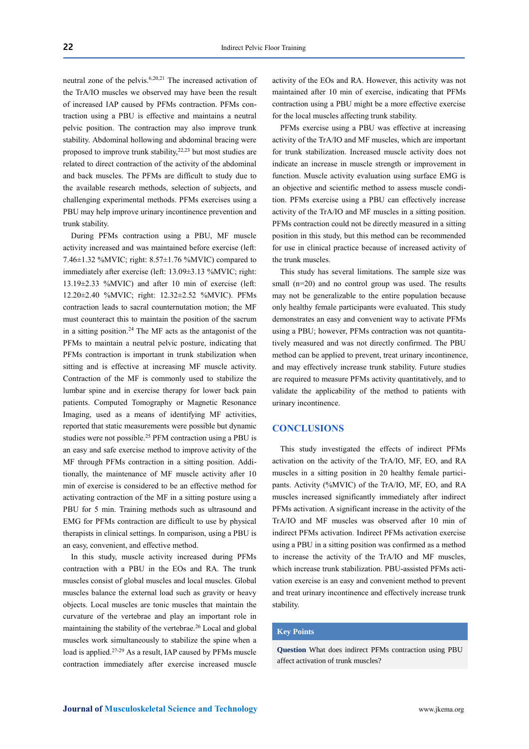neutral zone of the pelvis.[6,20,21] The increased activation of the TrA/IO muscles we observed may have been the result of increased IAP caused by PFMs contraction. PFMs contraction using a PBU is effective and maintains a neutral pelvic position. The contraction may also improve trunk stability. Abdominal hollowing and abdominal bracing were proposed to improve trunk stability,[22,23] but most studies are related to direct contraction of the activity of the abdominal and back muscles. The PFMs are difficult to study due to the available research methods, selection of subjects, and challenging experimental methods. PFMs exercises using a PBU may help improve urinary incontinence prevention and trunk stability.

During PFMs contraction using a PBU, MF muscle activity increased and was maintained before exercise (left: 7.46±1.32 %MVIC; right: 8.57±1.76 %MVIC) compared to immediately after exercise (left: 13.09±3.13 %MVIC; right: 13.19±2.33 %MVIC) and after 10 min of exercise (left: 12.20±2.40 %MVIC; right: 12.32±2.52 %MVIC). PFMs contraction leads to sacral counternutation motion; the MF must counteract this to maintain the position of the sacrum in a sitting position.[24] The MF acts as the antagonist of the PFMs to maintain a neutral pelvic posture, indicating that PFMs contraction is important in trunk stabilization when sitting and is effective at increasing MF muscle activity. Contraction of the MF is commonly used to stabilize the lumbar spine and in exercise therapy for lower back pain patients. Computed Tomography or Magnetic Resonance Imaging, used as a means of identifying MF activities, reported that static measurements were possible but dynamic studies were not possible.[25] PFM contraction using a PBU is an easy and safe exercise method to improve activity of the MF through PFMs contraction in a sitting position. Additionally, the maintenance of MF muscle activity after 10 min of exercise is considered to be an effective method for activating contraction of the MF in a sitting posture using a PBU for 5 min. Training methods such as ultrasound and EMG for PFMs contraction are difficult to use by physical therapists in clinical settings. In comparison, using a PBU is an easy, convenient, and effective method.

In this study, muscle activity increased during PFMs contraction with a PBU in the EOs and RA. The trunk muscles consist of global muscles and local muscles. Global muscles balance the external load such as gravity or heavy objects. Local muscles are tonic muscles that maintain the curvature of the vertebrae and play an important role in maintaining the stability of the vertebrae.[26] Local and global muscles work simultaneously to stabilize the spine when a load is applied.[27-29] As a result, IAP caused by PFMs muscle contraction immediately after exercise increased muscle activity of the EOs and RA. However, this activity was not maintained after 10 min of exercise, indicating that PFMs contraction using a PBU might be a more effective exercise for the local muscles affecting trunk stability.

PFMs exercise using a PBU was effective at increasing activity of the TrA/IO and MF muscles, which are important for trunk stabilization. Increased muscle activity does not indicate an increase in muscle strength or improvement in function. Muscle activity evaluation using surface EMG is an objective and scientific method to assess muscle condition. PFMs exercise using a PBU can effectively increase activity of the TrA/IO and MF muscles in a sitting position. PFMs contraction could not be directly measured in a sitting position in this study, but this method can be recommended for use in clinical practice because of increased activity of the trunk muscles.

This study has several limitations. The sample size was small (n=20) and no control group was used. The results may not be generalizable to the entire population because only healthy female participants were evaluated. This study demonstrates an easy and convenient way to activate PFMs using a PBU; however, PFMs contraction was not quantitatively measured and was not directly confirmed. The PBU method can be applied to prevent, treat urinary incontinence, and may effectively increase trunk stability. Future studies are required to measure PFMs activity quantitatively, and to validate the applicability of the method to patients with urinary incontinence.

## CONCLUSIONS

This study investigated the effects of indirect PFMs activation on the activity of the TrA/IO, MF, EO, and RA muscles in a sitting position in 20 healthy female participants. Activity (%MVIC) of the TrA/IO, MF, EO, and RA muscles increased significantly immediately after indirect PFMs activation. A significant increase in the activity of the TrA/IO and MF muscles was observed after 10 min of indirect PFMs activation. Indirect PFMs activation exercise using a PBU in a sitting position was confirmed as a method to increase the activity of the TrA/IO and MF muscles, which increase trunk stabilization. PBU-assisted PFMs activation exercise is an easy and convenient method to prevent and treat urinary incontinence and effectively increase trunk stability.

**Key Points**

**Question** What does indirect PFMs contraction using PBU affect activation of trunk muscles?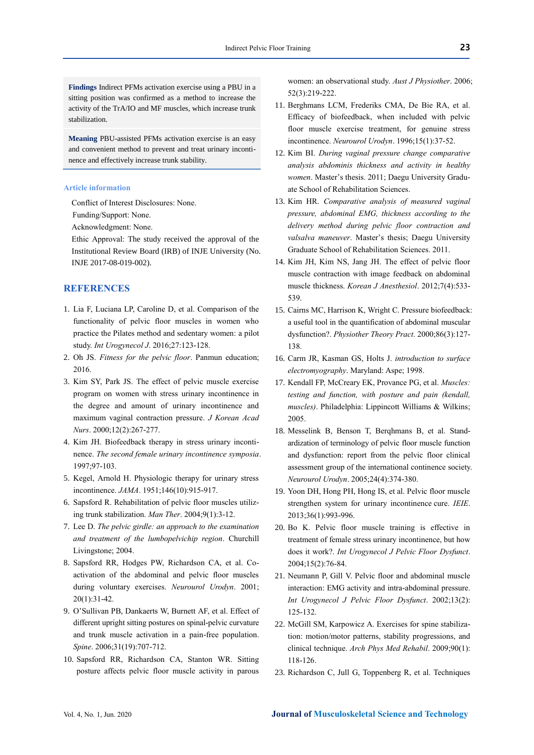**Findings** Indirect PFMs activation exercise using a PBU in a sitting position was confirmed as a method to increase the activity of the TrA/IO and MF muscles, which increase trunk stabilization.

**Meaning** PBU-assisted PFMs activation exercise is an easy and convenient method to prevent and treat urinary incontinence and effectively increase trunk stability.

### Article information

Conflict of Interest Disclosures: None.

Funding/Support: None.

Acknowledgment: None.

Ethic Approval: The study received the approval of the Institutional Review Board (IRB) of INJE University (No. INJE 2017-08-019-002).

## REFERENCES

1. Lia F, Luciana LP, Caroline D, et al. Comparison of the functionality of pelvic floor muscles in women who practice the Pilates method and sedentary women: a pilot study. *Int Urogynecol J*. 2016;27:123-128.
2. Oh JS. *Fitness for the pelvic floor*. Panmun education; 2016.
3. Kim SY, Park JS. The effect of pelvic muscle exercise program on women with stress urinary incontinence in the degree and amount of urinary incontinence and maximum vaginal contraction pressure. *J Korean Acad Nurs*. 2000;12(2):267-277.
4. Kim JH. Biofeedback therapy in stress urinary incontinence. *The second female urinary incontinence symposia*. 1997;97-103.
5. Kegel, Arnold H. Physiologic therapy for urinary stress incontinence. *JAMA*. 1951;146(10):915-917.
6. Sapsford R. Rehabilitation of pelvic floor muscles utilizing trunk stabilization. *Man Ther*. 2004;9(1):3-12.
7. Lee D. *The pelvic girdle: an approach to the examination and treatment of the lumbopelvichip region*. Churchill Livingstone; 2004.
8. Sapsford RR, Hodges PW, Richardson CA, et al. Co-activation of the abdominal and pelvic floor muscles during voluntary exercises. *Neurourol Urodyn*. 2001; 20(1):31-42.
9. O'Sullivan PB, Dankaerts W, Burnett AF, et al. Effect of different upright sitting postures on spinal-pelvic curvature and trunk muscle activation in a pain-free population. *Spine*. 2006;31(19):707-712.
10. Sapsford RR, Richardson CA, Stanton WR. Sitting posture affects pelvic floor muscle activity in parous women: an observational study. *Aust J Physiother*. 2006; 52(3):219-222.
11. Berghmans LCM, Frederiks CMA, De Bie RA, et al. Efficacy of biofeedback, when included with pelvic floor muscle exercise treatment, for genuine stress incontinence. *Neurourol Urodyn*. 1996;15(1):37-52.
12. Kim BI. *During vaginal pressure change comparative analysis abdominis thickness and activity in healthy women*. Master's thesis. 2011; Daegu University Graduate School of Rehabilitation Sciences.
13. Kim HR. *Comparative analysis of measured vaginal pressure, abdominal EMG, thickness according to the delivery method during pelvic floor contraction and valsalva maneuver*. Master's thesis; Daegu University Graduate School of Rehabilitation Sciences. 2011.
14. Kim JH, Kim NS, Jang JH. The effect of pelvic floor muscle contraction with image feedback on abdominal muscle thickness. *Korean J Anesthesiol*. 2012;7(4):533-539.
15. Cairns MC, Harrison K, Wright C. Pressure biofeedback: a useful tool in the quantification of abdominal muscular dysfunction?. *Physiother Theory Pract*. 2000;86(3):127-138.
16. Carm JR, Kasman GS, Holts J. *introduction to surface electromyography*. Maryland: Aspe; 1998.
17. Kendall FP, McCreary EK, Provance PG, et al. *Muscles: testing and function, with posture and pain (kendall, muscles)*. Philadelphia: Lippincott Williams & Wilkins; 2005.
18. Messelink B, Benson T, Berqhmans B, et al. Standardization of terminology of pelvic floor muscle function and dysfunction: report from the pelvic floor clinical assessment group of the international continence society. *Neurourol Urodyn*. 2005;24(4):374-380.
19. Yoon DH, Hong PH, Hong IS, et al. Pelvic floor muscle strengthen system for urinary incontinence cure. *IEIE*. 2013;36(1):993-996.
20. Bo K. Pelvic floor muscle training is effective in treatment of female stress urinary incontinence, but how does it work?. *Int Urogynecol J Pelvic Floor Dysfunct*. 2004;15(2):76-84.
21. Neumann P, Gill V. Pelvic floor and abdominal muscle interaction: EMG activity and intra-abdominal pressure. *Int Urogynecol J Pelvic Floor Dysfunct*. 2002;13(2): 125-132.
22. McGill SM, Karpowicz A. Exercises for spine stabilization: motion/motor patterns, stability progressions, and clinical technique. *Arch Phys Med Rehabil*. 2009;90(1): 118-126.
23. Richardson C, Jull G, Toppenberg R, et al. Techniques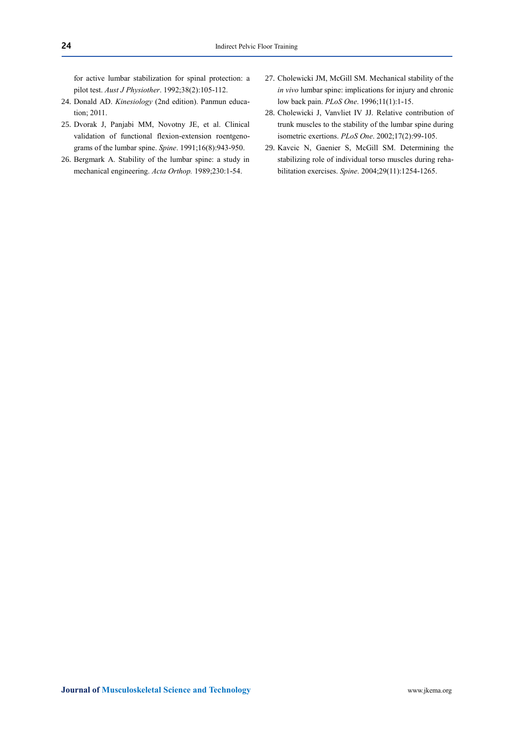for active lumbar stabilization for spinal protection: a pilot test. *Aust J Physiother*. 1992;38(2):105-112.

24. Donald AD. *Kinesiology* (2nd edition). Panmun education; 2011.
25. Dvorak J, Panjabi MM, Novotny JE, et al. Clinical validation of functional flexion-extension roentgenograms of the lumbar spine. *Spine*. 1991;16(8):943-950.
26. Bergmark A. Stability of the lumbar spine: a study in mechanical engineering. *Acta Orthop.* 1989;230:1-54.
27. Cholewicki JM, McGill SM. Mechanical stability of the *in vivo* lumbar spine: implications for injury and chronic low back pain. *PLoS One*. 1996;11(1):1-15.
28. Cholewicki J, Vanvliet IV JJ. Relative contribution of trunk muscles to the stability of the lumbar spine during isometric exertions. *PLoS One*. 2002;17(2):99-105.
29. Kavcic N, Gaenier S, McGill SM. Determining the stabilizing role of individual torso muscles during rehabilitation exercises. *Spine*. 2004;29(11):1254-1265.